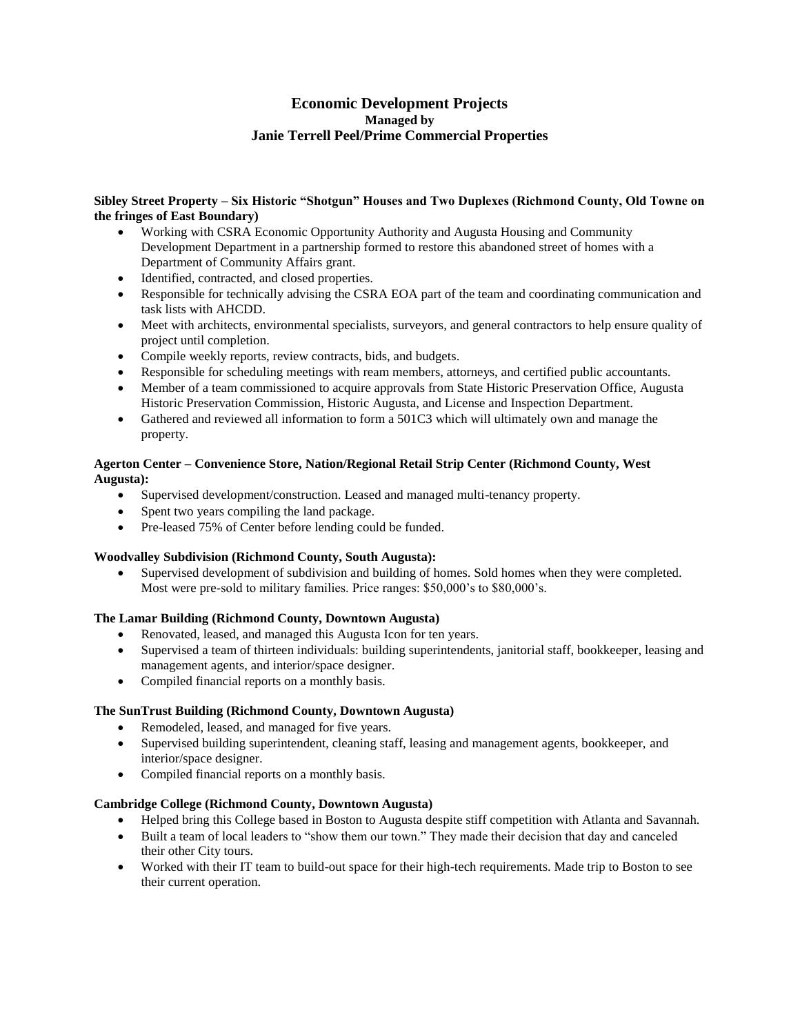# Economic Development Projects
### Managed by
## Janie Terrell Peel/Prime Commercial Properties

**Sibley Street Property – Six Historic "Shotgun" Houses and Two Duplexes (Richmond County, Old Towne on the fringes of East Boundary)**

- Working with CSRA Economic Opportunity Authority and Augusta Housing and Community Development Department in a partnership formed to restore this abandoned street of homes with a Department of Community Affairs grant.
- Identified, contracted, and closed properties.
- Responsible for technically advising the CSRA EOA part of the team and coordinating communication and task lists with AHCDD.
- Meet with architects, environmental specialists, surveyors, and general contractors to help ensure quality of project until completion.
- Compile weekly reports, review contracts, bids, and budgets.
- Responsible for scheduling meetings with ream members, attorneys, and certified public accountants.
- Member of a team commissioned to acquire approvals from State Historic Preservation Office, Augusta Historic Preservation Commission, Historic Augusta, and License and Inspection Department.
- Gathered and reviewed all information to form a 501C3 which will ultimately own and manage the property.

**Agerton Center – Convenience Store, Nation/Regional Retail Strip Center (Richmond County, West Augusta):**

- Supervised development/construction. Leased and managed multi-tenancy property.
- Spent two years compiling the land package.
- Pre-leased 75% of Center before lending could be funded.

**Woodvalley Subdivision (Richmond County, South Augusta):**

- Supervised development of subdivision and building of homes. Sold homes when they were completed. Most were pre-sold to military families. Price ranges: $50,000's to $80,000's.

**The Lamar Building (Richmond County, Downtown Augusta)**

- Renovated, leased, and managed this Augusta Icon for ten years.
- Supervised a team of thirteen individuals: building superintendents, janitorial staff, bookkeeper, leasing and management agents, and interior/space designer.
- Compiled financial reports on a monthly basis.

**The SunTrust Building (Richmond County, Downtown Augusta)**

- Remodeled, leased, and managed for five years.
- Supervised building superintendent, cleaning staff, leasing and management agents, bookkeeper, and interior/space designer.
- Compiled financial reports on a monthly basis.

**Cambridge College (Richmond County, Downtown Augusta)**

- Helped bring this College based in Boston to Augusta despite stiff competition with Atlanta and Savannah.
- Built a team of local leaders to "show them our town." They made their decision that day and canceled their other City tours.
- Worked with their IT team to build-out space for their high-tech requirements. Made trip to Boston to see their current operation.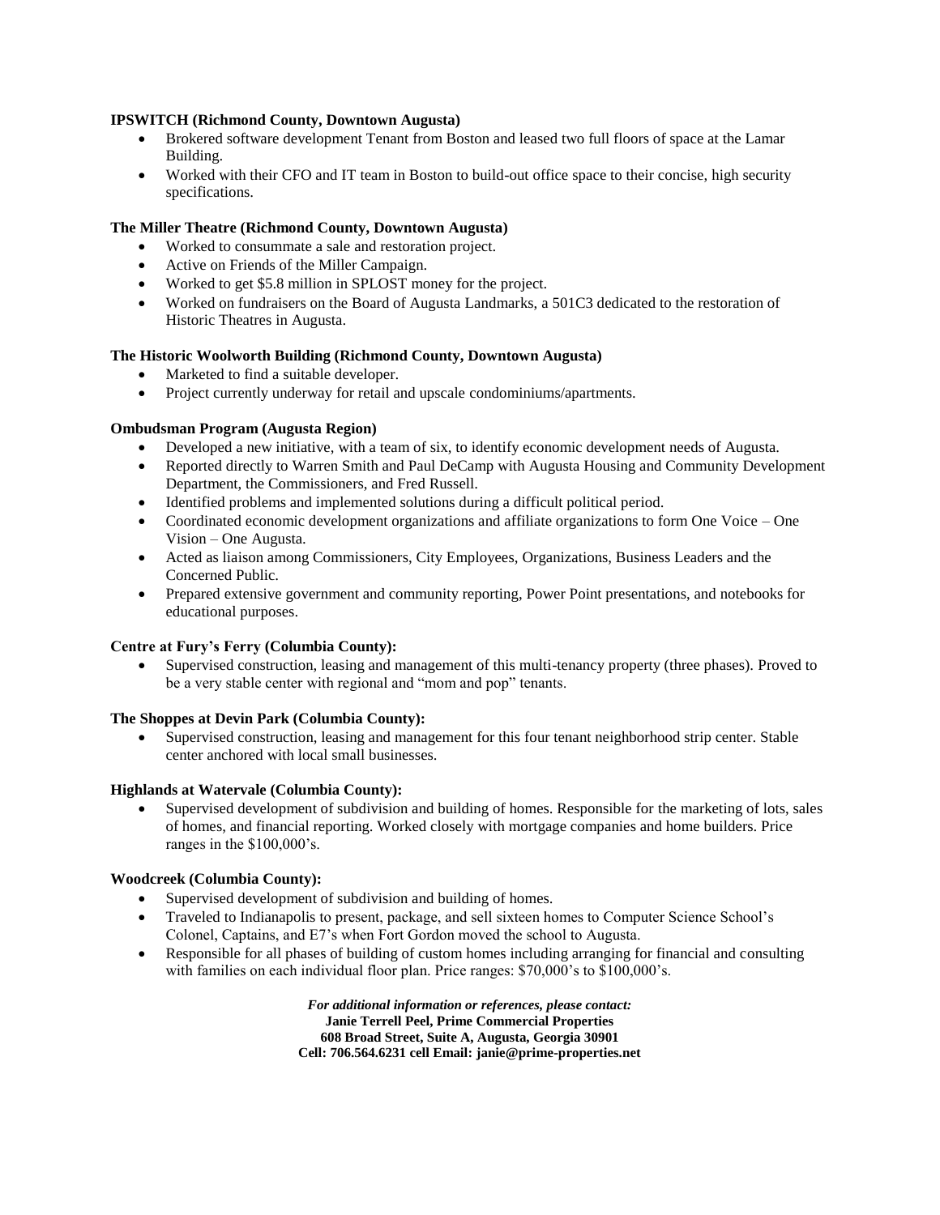**IPSWITCH (Richmond County, Downtown Augusta)**

- Brokered software development Tenant from Boston and leased two full floors of space at the Lamar Building.
- Worked with their CFO and IT team in Boston to build-out office space to their concise, high security specifications.

**The Miller Theatre (Richmond County, Downtown Augusta)**

- Worked to consummate a sale and restoration project.
- Active on Friends of the Miller Campaign.
- Worked to get $5.8 million in SPLOST money for the project.
- Worked on fundraisers on the Board of Augusta Landmarks, a 501C3 dedicated to the restoration of Historic Theatres in Augusta.

**The Historic Woolworth Building (Richmond County, Downtown Augusta)**

- Marketed to find a suitable developer.
- Project currently underway for retail and upscale condominiums/apartments.

**Ombudsman Program (Augusta Region)**

- Developed a new initiative, with a team of six, to identify economic development needs of Augusta.
- Reported directly to Warren Smith and Paul DeCamp with Augusta Housing and Community Development Department, the Commissioners, and Fred Russell.
- Identified problems and implemented solutions during a difficult political period.
- Coordinated economic development organizations and affiliate organizations to form One Voice – One Vision – One Augusta.
- Acted as liaison among Commissioners, City Employees, Organizations, Business Leaders and the Concerned Public.
- Prepared extensive government and community reporting, Power Point presentations, and notebooks for educational purposes.

**Centre at Fury's Ferry (Columbia County):**

- Supervised construction, leasing and management of this multi-tenancy property (three phases). Proved to be a very stable center with regional and "mom and pop" tenants.

**The Shoppes at Devin Park (Columbia County):**

- Supervised construction, leasing and management for this four tenant neighborhood strip center. Stable center anchored with local small businesses.

**Highlands at Watervale (Columbia County):**

- Supervised development of subdivision and building of homes. Responsible for the marketing of lots, sales of homes, and financial reporting. Worked closely with mortgage companies and home builders. Price ranges in the $100,000's.

**Woodcreek (Columbia County):**

- Supervised development of subdivision and building of homes.
- Traveled to Indianapolis to present, package, and sell sixteen homes to Computer Science School's Colonel, Captains, and E7's when Fort Gordon moved the school to Augusta.
- Responsible for all phases of building of custom homes including arranging for financial and consulting with families on each individual floor plan. Price ranges: $70,000's to $100,000's.

***For additional information or references, please contact:***
**Janie Terrell Peel, Prime Commercial Properties**
**608 Broad Street, Suite A, Augusta, Georgia 30901**
**Cell: 706.564.6231 cell Email: janie@prime-properties.net**